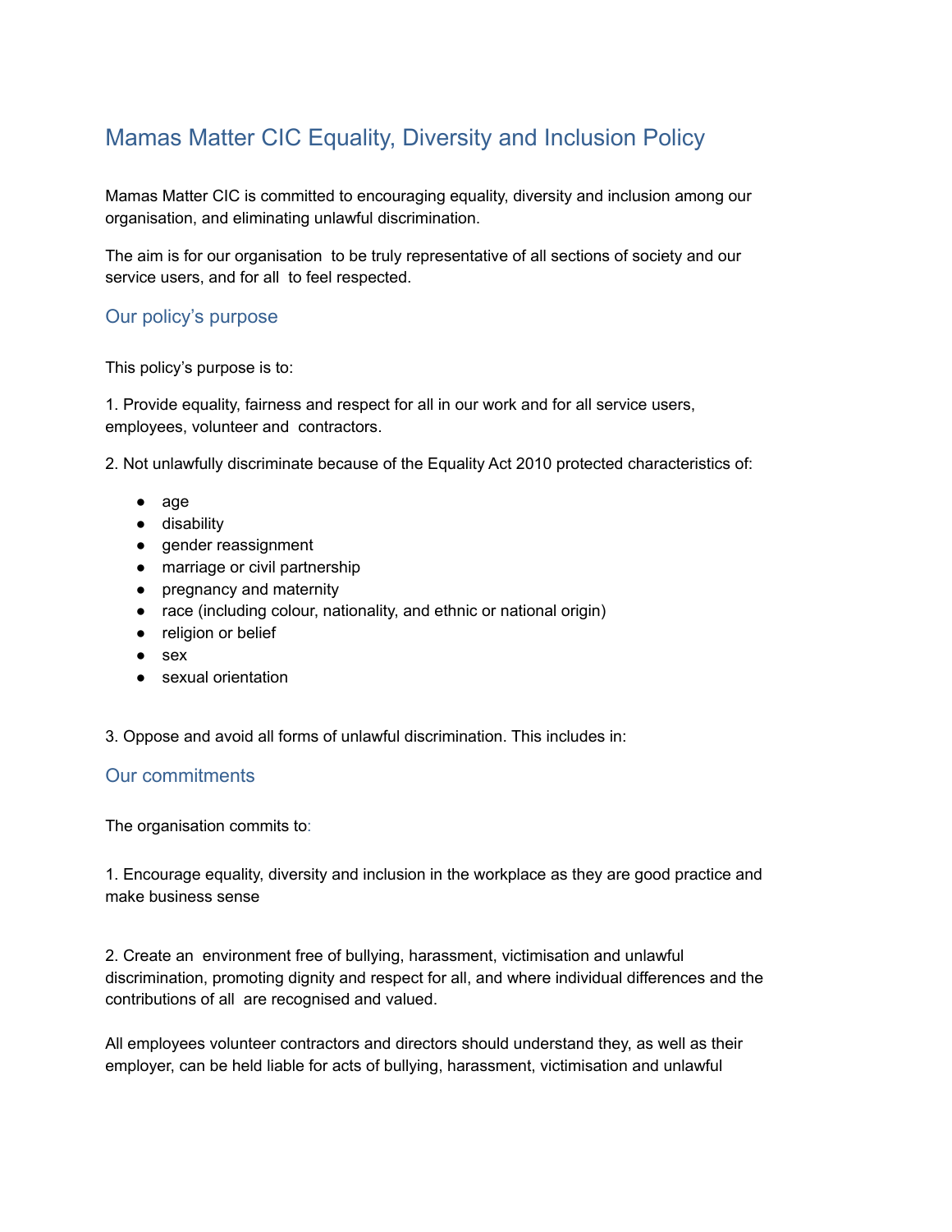# Mamas Matter CIC Equality, Diversity and Inclusion Policy

Mamas Matter CIC is committed to encouraging equality, diversity and inclusion among our organisation, and eliminating unlawful discrimination.

The aim is for our organisation to be truly representative of all sections of society and our service users, and for all to feel respected.

## Our policy's purpose

This policy's purpose is to:

1. Provide equality, fairness and respect for all in our work and for all service users, employees, volunteer and contractors.

2. Not unlawfully discriminate because of the Equality Act 2010 protected characteristics of:

- age
- disability
- gender reassignment
- marriage or civil partnership
- pregnancy and maternity
- race (including colour, nationality, and ethnic or national origin)
- religion or belief
- sex
- sexual orientation

3. Oppose and avoid all forms of unlawful discrimination. This includes in:

## Our commitments

The organisation commits to:

1. Encourage equality, diversity and inclusion in the workplace as they are good practice and make business sense

2. Create an environment free of bullying, harassment, victimisation and unlawful discrimination, promoting dignity and respect for all, and where individual differences and the contributions of all are recognised and valued.

All employees volunteer contractors and directors should understand they, as well as their employer, can be held liable for acts of bullying, harassment, victimisation and unlawful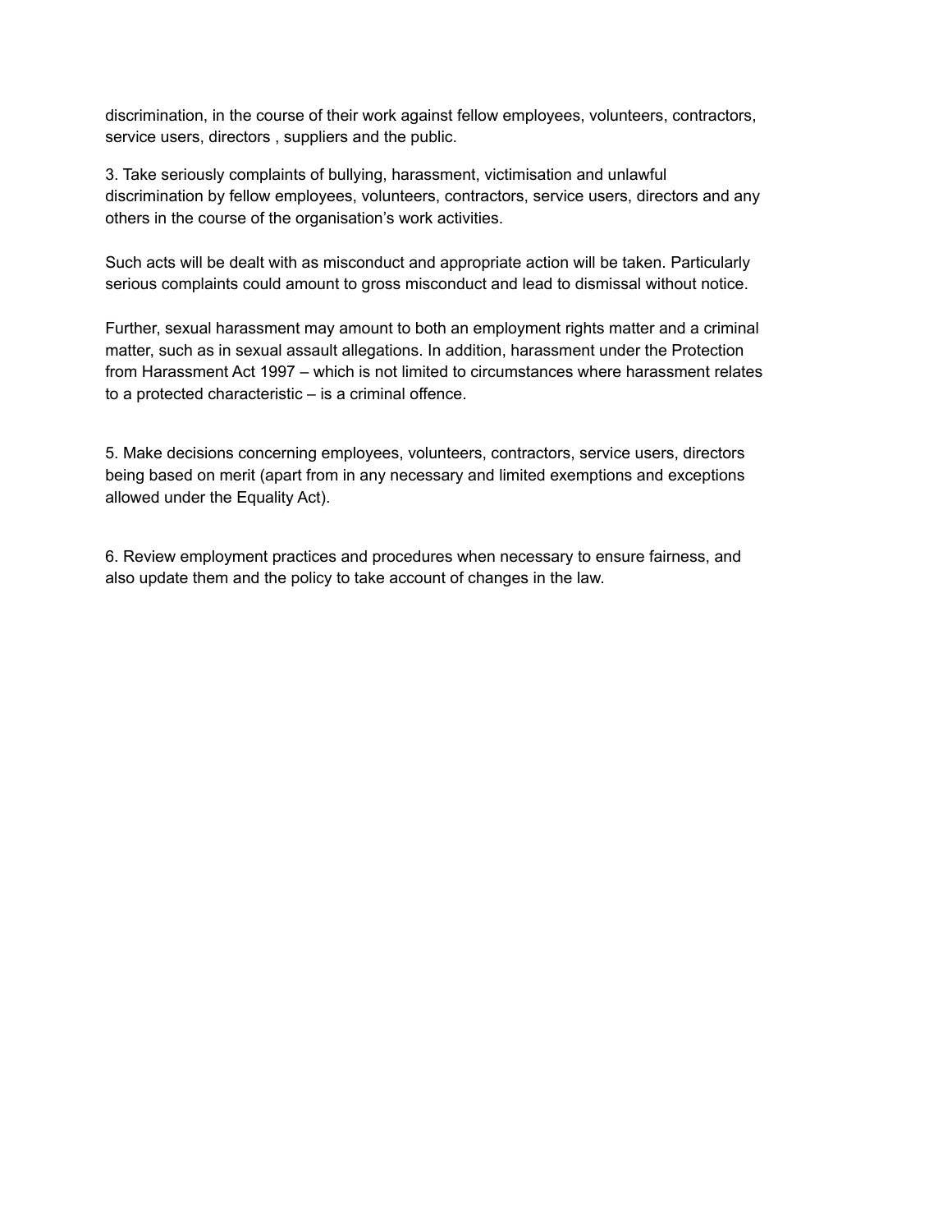discrimination, in the course of their work against fellow employees, volunteers, contractors, service users, directors , suppliers and the public.

3. Take seriously complaints of bullying, harassment, victimisation and unlawful discrimination by fellow employees, volunteers, contractors, service users, directors and any others in the course of the organisation's work activities.

Such acts will be dealt with as misconduct and appropriate action will be taken. Particularly serious complaints could amount to gross misconduct and lead to dismissal without notice.

Further, sexual harassment may amount to both an employment rights matter and a criminal matter, such as in sexual assault allegations. In addition, harassment under the Protection from Harassment Act 1997 – which is not limited to circumstances where harassment relates to a protected characteristic – is a criminal offence.

5. Make decisions concerning employees, volunteers, contractors, service users, directors being based on merit (apart from in any necessary and limited exemptions and exceptions allowed under the Equality Act).

6. Review employment practices and procedures when necessary to ensure fairness, and also update them and the policy to take account of changes in the law.